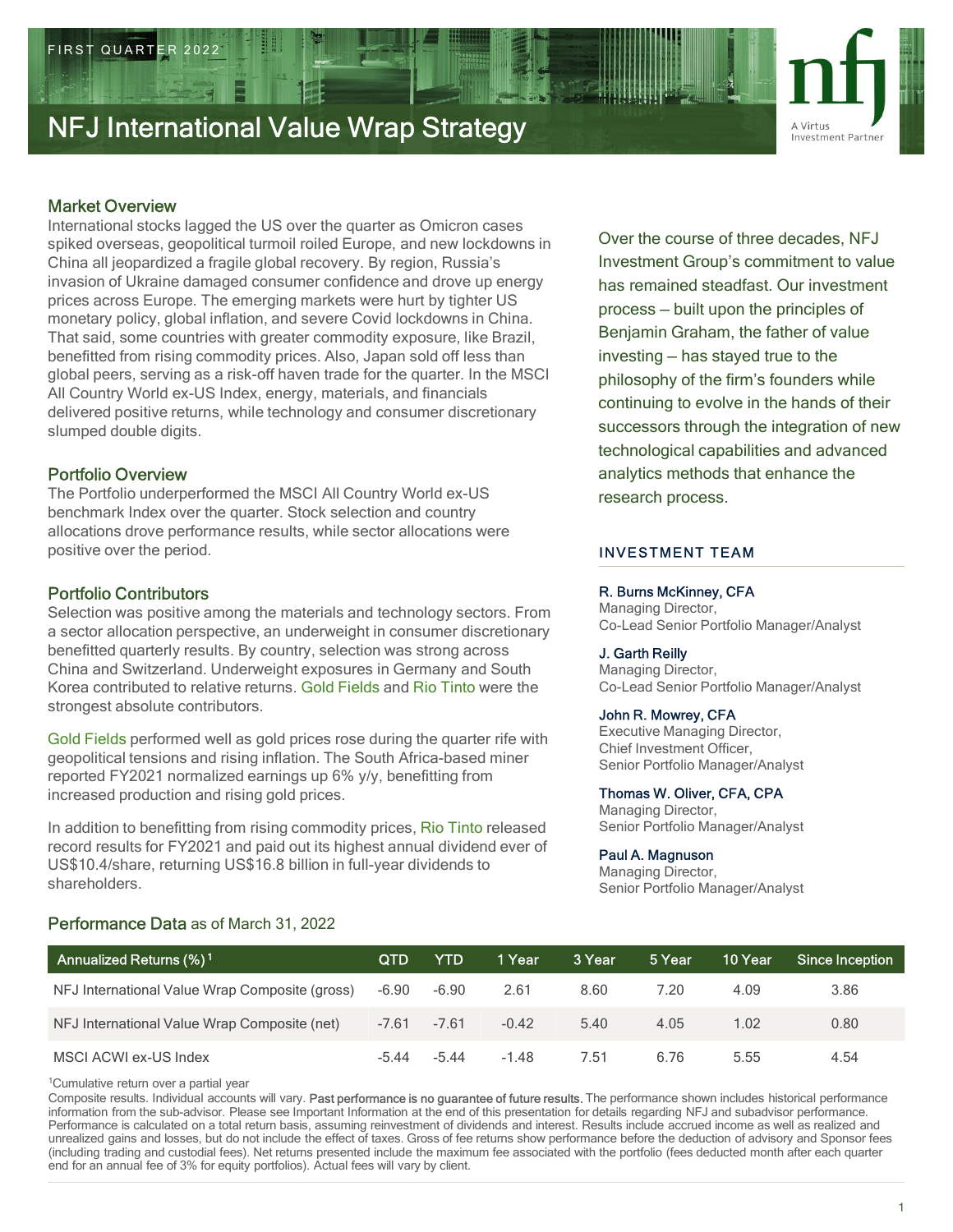FIRST QUARTER 2022

# NFJ International Value Wrap Strategy

A Virtus Investment Partner

## Market Overview

International stocks lagged the US over the quarter as Omicron cases spiked overseas, geopolitical turmoil roiled Europe, and new lockdowns in China all jeopardized a fragile global recovery. By region, Russia's invasion of Ukraine damaged consumer confidence and drove up energy prices across Europe. The emerging markets were hurt by tighter US monetary policy, global inflation, and severe Covid lockdowns in China. That said, some countries with greater commodity exposure, like Brazil, benefitted from rising commodity prices. Also, Japan sold off less than global peers, serving as a risk-off haven trade for the quarter. In the MSCI All Country World ex-US Index, energy, materials, and financials delivered positive returns, while technology and consumer discretionary slumped double digits.

## Portfolio Overview

The Portfolio underperformed the MSCI All Country World ex-US benchmark Index over the quarter. Stock selection and country allocations drove performance results, while sector allocations were positive over the period.

## Portfolio Contributors

Selection was positive among the materials and technology sectors. From a sector allocation perspective, an underweight in consumer discretionary benefitted quarterly results. By country, selection was strong across China and Switzerland. Underweight exposures in Germany and South Korea contributed to relative returns. Gold Fields and Rio Tinto were the strongest absolute contributors.

Gold Fields performed well as gold prices rose during the quarter rife with geopolitical tensions and rising inflation. The South Africa-based miner reported FY2021 normalized earnings up 6% y/y, benefitting from increased production and rising gold prices.

In addition to benefitting from rising commodity prices, Rio Tinto released record results for FY2021 and paid out its highest annual dividend ever of US$10.4/share, returning US$16.8 billion in full-year dividends to shareholders.

Over the course of three decades, NFJ Investment Group's commitment to value has remained steadfast. Our investment process — built upon the principles of Benjamin Graham, the father of value investing — has stayed true to the philosophy of the firm's founders while continuing to evolve in the hands of their successors through the integration of new technological capabilities and advanced analytics methods that enhance the research process.

## INVESTMENT TEAM

**R. Burns McKinney, CFA**
Managing Director,
Co-Lead Senior Portfolio Manager/Analyst

**J. Garth Reilly**
Managing Director,
Co-Lead Senior Portfolio Manager/Analyst

**John R. Mowrey, CFA**
Executive Managing Director,
Chief Investment Officer,
Senior Portfolio Manager/Analyst

**Thomas W. Oliver, CFA, CPA**
Managing Director,
Senior Portfolio Manager/Analyst

**Paul A. Magnuson**
Managing Director,
Senior Portfolio Manager/Analyst

## Performance Data as of March 31, 2022

| Annualized Returns (%)[1] | QTD | YTD | 1 Year | 3 Year | 5 Year | 10 Year | Since Inception |
|---|---|---|---|---|---|---|---|
| NFJ International Value Wrap Composite (gross) | -6.90 | -6.90 | 2.61 | 8.60 | 7.20 | 4.09 | 3.86 |
| NFJ International Value Wrap Composite (net) | -7.61 | -7.61 | -0.42 | 5.40 | 4.05 | 1.02 | 0.80 |
| MSCI ACWI ex-US Index | -5.44 | -5.44 | -1.48 | 7.51 | 6.76 | 5.55 | 4.54 |

[1]Cumulative return over a partial year

Composite results. Individual accounts will vary. **Past performance is no guarantee of future results.** The performance shown includes historical performance information from the sub-advisor. Please see Important Information at the end of this presentation for details regarding NFJ and subadvisor performance. Performance is calculated on a total return basis, assuming reinvestment of dividends and interest. Results include accrued income as well as realized and unrealized gains and losses, but do not include the effect of taxes. Gross of fee returns show performance before the deduction of advisory and Sponsor fees (including trading and custodial fees). Net returns presented include the maximum fee associated with the portfolio (fees deducted month after each quarter end for an annual fee of 3% for equity portfolios). Actual fees will vary by client.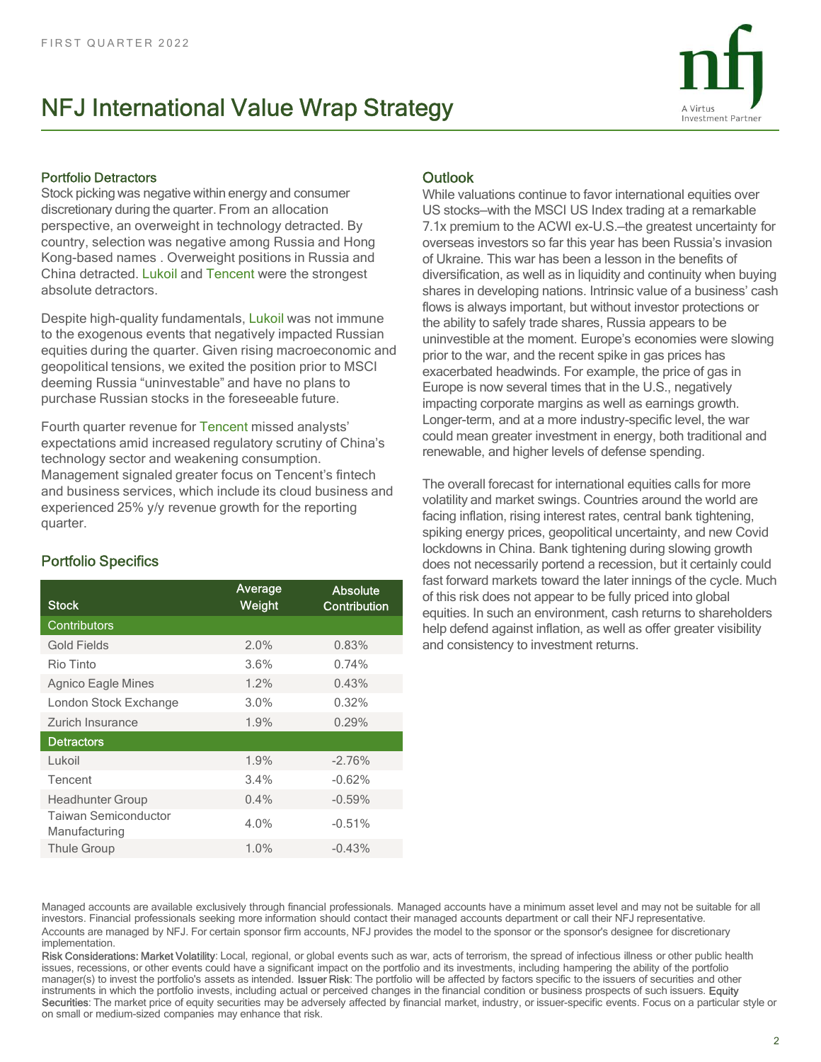# NFJ International Value Wrap Strategy

### Portfolio Detractors

Stock picking was negative within energy and consumer discretionary during the quarter. From an allocation perspective, an overweight in technology detracted. By country, selection was negative among Russia and Hong Kong-based names . Overweight positions in Russia and China detracted. Lukoil and Tencent were the strongest absolute detractors.

Despite high-quality fundamentals, Lukoil was not immune to the exogenous events that negatively impacted Russian equities during the quarter. Given rising macroeconomic and geopolitical tensions, we exited the position prior to MSCI deeming Russia "uninvestable" and have no plans to purchase Russian stocks in the foreseeable future.

Fourth quarter revenue for Tencent missed analysts' expectations amid increased regulatory scrutiny of China's technology sector and weakening consumption. Management signaled greater focus on Tencent's fintech and business services, which include its cloud business and experienced 25% y/y revenue growth for the reporting quarter.

## Portfolio Specifics

| Stock | Average Weight | Absolute Contribution |
|---|---|---|
| **Contributors** | | |
| Gold Fields | 2.0% | 0.83% |
| Rio Tinto | 3.6% | 0.74% |
| Agnico Eagle Mines | 1.2% | 0.43% |
| London Stock Exchange | 3.0% | 0.32% |
| Zurich Insurance | 1.9% | 0.29% |
| **Detractors** | | |
| Lukoil | 1.9% | -2.76% |
| Tencent | 3.4% | -0.62% |
| Headhunter Group | 0.4% | -0.59% |
| Taiwan Semiconductor Manufacturing | 4.0% | -0.51% |
| Thule Group | 1.0% | -0.43% |

## Outlook

While valuations continue to favor international equities over US stocks—with the MSCI US Index trading at a remarkable 7.1x premium to the ACWI ex-U.S.—the greatest uncertainty for overseas investors so far this year has been Russia's invasion of Ukraine. This war has been a lesson in the benefits of diversification, as well as in liquidity and continuity when buying shares in developing nations. Intrinsic value of a business' cash flows is always important, but without investor protections or the ability to safely trade shares, Russia appears to be uninvestible at the moment. Europe's economies were slowing prior to the war, and the recent spike in gas prices has exacerbated headwinds. For example, the price of gas in Europe is now several times that in the U.S., negatively impacting corporate margins as well as earnings growth. Longer-term, and at a more industry-specific level, the war could mean greater investment in energy, both traditional and renewable, and higher levels of defense spending.

The overall forecast for international equities calls for more volatility and market swings. Countries around the world are facing inflation, rising interest rates, central bank tightening, spiking energy prices, geopolitical uncertainty, and new Covid lockdowns in China. Bank tightening during slowing growth does not necessarily portend a recession, but it certainly could fast forward markets toward the later innings of the cycle. Much of this risk does not appear to be fully priced into global equities. In such an environment, cash returns to shareholders help defend against inflation, as well as offer greater visibility and consistency to investment returns.

Managed accounts are available exclusively through financial professionals. Managed accounts have a minimum asset level and may not be suitable for all investors. Financial professionals seeking more information should contact their managed accounts department or call their NFJ representative.

Accounts are managed by NFJ. For certain sponsor firm accounts, NFJ provides the model to the sponsor or the sponsor's designee for discretionary implementation.

**Risk Considerations: Market Volatility**: Local, regional, or global events such as war, acts of terrorism, the spread of infectious illness or other public health issues, recessions, or other events could have a significant impact on the portfolio and its investments, including hampering the ability of the portfolio manager(s) to invest the portfolio's assets as intended. **Issuer Risk**: The portfolio will be affected by factors specific to the issuers of securities and other instruments in which the portfolio invests, including actual or perceived changes in the financial condition or business prospects of such issuers. **Equity Securities**: The market price of equity securities may be adversely affected by financial market, industry, or issuer-specific events. Focus on a particular style or on small or medium-sized companies may enhance that risk.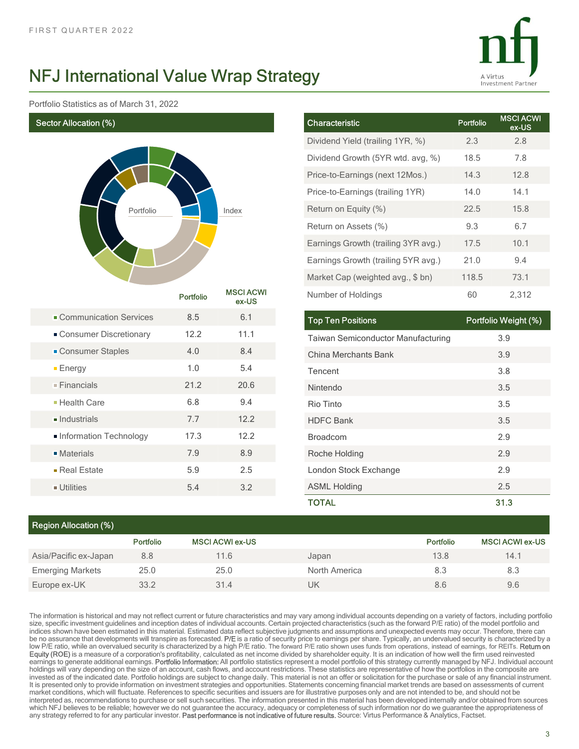FIRST QUARTER 2022

# NFJ International Value Wrap Strategy

Portfolio Statistics as of March 31, 2022

## Sector Allocation (%)

Portfolio | Index

| | Portfolio | MSCI ACWI ex-US |
|---|---|---|
| Communication Services | 8.5 | 6.1 |
| Consumer Discretionary | 12.2 | 11.1 |
| Consumer Staples | 4.0 | 8.4 |
| Energy | 1.0 | 5.4 |
| Financials | 21.2 | 20.6 |
| Health Care | 6.8 | 9.4 |
| Industrials | 7.7 | 12.2 |
| Information Technology | 17.3 | 12.2 |
| Materials | 7.9 | 8.9 |
| Real Estate | 5.9 | 2.5 |
| Utilities | 5.4 | 3.2 |

| Characteristic | Portfolio | MSCI ACWI ex-US |
|---|---|---|
| Dividend Yield (trailing 1YR, %) | 2.3 | 2.8 |
| Dividend Growth (5YR wtd. avg, %) | 18.5 | 7.8 |
| Price-to-Earnings (next 12Mos.) | 14.3 | 12.8 |
| Price-to-Earnings (trailing 1YR) | 14.0 | 14.1 |
| Return on Equity (%) | 22.5 | 15.8 |
| Return on Assets (%) | 9.3 | 6.7 |
| Earnings Growth (trailing 3YR avg.) | 17.5 | 10.1 |
| Earnings Growth (trailing 5YR avg.) | 21.0 | 9.4 |
| Market Cap (weighted avg., $ bn) | 118.5 | 73.1 |
| Number of Holdings | 60 | 2,312 |

| Top Ten Positions | Portfolio Weight (%) |
|---|---|
| Taiwan Semiconductor Manufacturing | 3.9 |
| China Merchants Bank | 3.9 |
| Tencent | 3.8 |
| Nintendo | 3.5 |
| Rio Tinto | 3.5 |
| HDFC Bank | 3.5 |
| Broadcom | 2.9 |
| Roche Holding | 2.9 |
| London Stock Exchange | 2.9 |
| ASML Holding | 2.5 |
| **TOTAL** | **31.3** |

## Region Allocation (%)

| | Portfolio | MSCI ACWI ex-US | | Portfolio | MSCI ACWI ex-US |
|---|---|---|---|---|---|
| Asia/Pacific ex-Japan | 8.8 | 11.6 | Japan | 13.8 | 14.1 |
| Emerging Markets | 25.0 | 25.0 | North America | 8.3 | 8.3 |
| Europe ex-UK | 33.2 | 31.4 | UK | 8.6 | 9.6 |

The information is historical and may not reflect current or future characteristics and may vary among individual accounts depending on a variety of factors, including portfolio size, specific investment guidelines and inception dates of individual accounts. Certain projected characteristics (such as the forward P/E ratio) of the model portfolio and indices shown have been estimated in this material. Estimated data reflect subjective judgments and assumptions and unexpected events may occur. Therefore, there can be no assurance that developments will transpire as forecasted. P/E is a ratio of security price to earnings per share. Typically, an undervalued security is characterized by a low P/E ratio, while an overvalued security is characterized by a high P/E ratio. The forward P/E ratio shown uses funds from operations, instead of earnings, for REITs. Return on Equity (ROE) is a measure of a corporation's profitability, calculated as net income divided by shareholder equity. It is an indication of how well the firm used reinvested earnings to generate additional earnings. Portfolio Information: All portfolio statistics represent a model portfolio of this strategy currently managed by NFJ. Individual account holdings will vary depending on the size of an account, cash flows, and account restrictions. These statistics are representative of how the portfolios in the composite are invested as of the indicated date. Portfolio holdings are subject to change daily. This material is not an offer or solicitation for the purchase or sale of any financial instrument. It is presented only to provide information on investment strategies and opportunities. Statements concerning financial market trends are based on assessments of current market conditions, which will fluctuate. References to specific securities and issuers are for illustrative purposes only and are not intended to be, and should not be interpreted as, recommendations to purchase or sell such securities. The information presented in this material has been developed internally and/or obtained from sources which NFJ believes to be reliable; however we do not guarantee the accuracy, adequacy or completeness of such information nor do we guarantee the appropriateness of any strategy referred to for any particular investor. Past performance is not indicative of future results. Source: Virtus Performance & Analytics, Factset.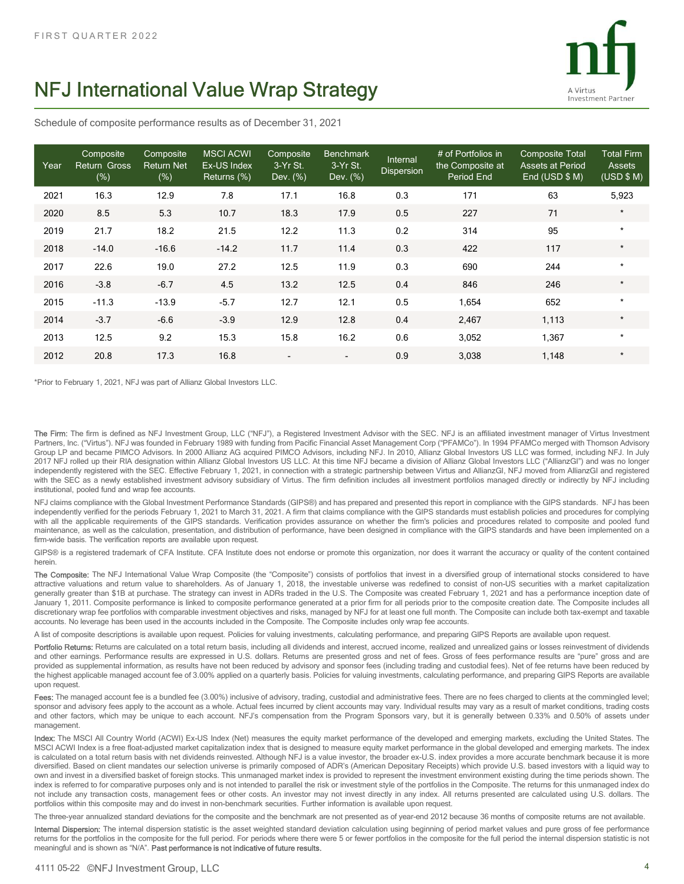FIRST QUARTER 2022

# NFJ International Value Wrap Strategy

Schedule of composite performance results as of December 31, 2021

| Year | Composite Return Gross (%) | Composite Return Net (%) | MSCI ACWI Ex-US Index Returns (%) | Composite 3-Yr St. Dev. (%) | Benchmark 3-Yr St. Dev. (%) | Internal Dispersion | # of Portfolios in the Composite at Period End | Composite Total Assets at Period End (USD $ M) | Total Firm Assets (USD $ M) |
|---|---|---|---|---|---|---|---|---|---|
| 2021 | 16.3 | 12.9 | 7.8 | 17.1 | 16.8 | 0.3 | 171 | 63 | 5,923 |
| 2020 | 8.5 | 5.3 | 10.7 | 18.3 | 17.9 | 0.5 | 227 | 71 | * |
| 2019 | 21.7 | 18.2 | 21.5 | 12.2 | 11.3 | 0.2 | 314 | 95 | * |
| 2018 | -14.0 | -16.6 | -14.2 | 11.7 | 11.4 | 0.3 | 422 | 117 | * |
| 2017 | 22.6 | 19.0 | 27.2 | 12.5 | 11.9 | 0.3 | 690 | 244 | * |
| 2016 | -3.8 | -6.7 | 4.5 | 13.2 | 12.5 | 0.4 | 846 | 246 | * |
| 2015 | -11.3 | -13.9 | -5.7 | 12.7 | 12.1 | 0.5 | 1,654 | 652 | * |
| 2014 | -3.7 | -6.6 | -3.9 | 12.9 | 12.8 | 0.4 | 2,467 | 1,113 | * |
| 2013 | 12.5 | 9.2 | 15.3 | 15.8 | 16.2 | 0.6 | 3,052 | 1,367 | * |
| 2012 | 20.8 | 17.3 | 16.8 | - | - | 0.9 | 3,038 | 1,148 | * |

*Prior to February 1, 2021, NFJ was part of Allianz Global Investors LLC.

**The Firm:** The firm is defined as NFJ Investment Group, LLC ("NFJ"), a Registered Investment Advisor with the SEC. NFJ is an affiliated investment manager of Virtus Investment Partners, Inc. ("Virtus"). NFJ was founded in February 1989 with funding from Pacific Financial Asset Management Corp ("PFAMCo"). In 1994 PFAMCo merged with Thomson Advisory Group LP and became PIMCO Advisors. In 2000 Allianz AG acquired PIMCO Advisors, including NFJ. In 2010, Allianz Global Investors US LLC was formed, including NFJ. In July 2017 NFJ rolled up their RIA designation within Allianz Global Investors US LLC. At this time NFJ became a division of Allianz Global Investors LLC ("AllianzGI") and was no longer independently registered with the SEC. Effective February 1, 2021, in connection with a strategic partnership between Virtus and AllianzGI, NFJ moved from AllianzGI and registered with the SEC as a newly established investment advisory subsidiary of Virtus. The firm definition includes all investment portfolios managed directly or indirectly by NFJ including institutional, pooled fund and wrap fee accounts.

NFJ claims compliance with the Global Investment Performance Standards (GIPS®) and has prepared and presented this report in compliance with the GIPS standards. NFJ has been independently verified for the periods February 1, 2021 to March 31, 2021. A firm that claims compliance with the GIPS standards must establish policies and procedures for complying with all the applicable requirements of the GIPS standards. Verification provides assurance on whether the firm's policies and procedures related to composite and pooled fund maintenance, as well as the calculation, presentation, and distribution of performance, have been designed in compliance with the GIPS standards and have been implemented on a firm-wide basis. The verification reports are available upon request.

GIPS® is a registered trademark of CFA Institute. CFA Institute does not endorse or promote this organization, nor does it warrant the accuracy or quality of the content contained herein.

**The Composite:** The NFJ International Value Wrap Composite (the "Composite") consists of portfolios that invest in a diversified group of international stocks considered to have attractive valuations and return value to shareholders. As of January 1, 2018, the investable universe was redefined to consist of non-US securities with a market capitalization generally greater than $1B at purchase. The strategy can invest in ADRs traded in the U.S. The Composite was created February 1, 2021 and has a performance inception date of January 1, 2011. Composite performance is linked to composite performance generated at a prior firm for all periods prior to the composite creation date. The Composite includes all discretionary wrap fee portfolios with comparable investment objectives and risks, managed by NFJ for at least one full month. The Composite can include both tax-exempt and taxable accounts. No leverage has been used in the accounts included in the Composite. The Composite includes only wrap fee accounts.

A list of composite descriptions is available upon request. Policies for valuing investments, calculating performance, and preparing GIPS Reports are available upon request.

**Portfolio Returns:** Returns are calculated on a total return basis, including all dividends and interest, accrued income, realized and unrealized gains or losses reinvestment of dividends and other earnings. Performance results are expressed in U.S. dollars. Returns are presented gross and net of fees. Gross of fees performance results are "pure" gross and are provided as supplemental information, as results have not been reduced by advisory and sponsor fees (including trading and custodial fees). Net of fee returns have been reduced by the highest applicable managed account fee of 3.00% applied on a quarterly basis. Policies for valuing investments, calculating performance, and preparing GIPS Reports are available upon request.

**Fees:** The managed account fee is a bundled fee (3.00%) inclusive of advisory, trading, custodial and administrative fees. There are no fees charged to clients at the commingled level; sponsor and advisory fees apply to the account as a whole. Actual fees incurred by client accounts may vary. Individual results may vary as a result of market conditions, trading costs and other factors, which may be unique to each account. NFJ's compensation from the Program Sponsors vary, but it is generally between 0.33% and 0.50% of assets under management.

**Index:** The MSCI All Country World (ACWI) Ex-US Index (Net) measures the equity market performance of the developed and emerging markets, excluding the United States. The MSCI ACWI Index is a free float-adjusted market capitalization index that is designed to measure equity market performance in the global developed and emerging markets. The index is calculated on a total return basis with net dividends reinvested. Although NFJ is a value investor, the broader ex-U.S. index provides a more accurate benchmark because it is more diversified. Based on client mandates our selection universe is primarily composed of ADR's (American Depositary Receipts) which provide U.S. based investors with a liquid way to own and invest in a diversified basket of foreign stocks. This unmanaged market index is provided to represent the investment environment existing during the time periods shown. The index is referred to for comparative purposes only and is not intended to parallel the risk or investment style of the portfolios in the Composite. The returns for this unmanaged index do not include any transaction costs, management fees or other costs. An investor may not invest directly in any index. All returns presented are calculated using U.S. dollars. The portfolios within this composite may and do invest in non-benchmark securities. Further information is available upon request.

The three-year annualized standard deviations for the composite and the benchmark are not presented as of year-end 2012 because 36 months of composite returns are not available.

**Internal Dispersion:** The internal dispersion statistic is the asset weighted standard deviation calculation using beginning of period market values and pure gross of fee performance returns for the portfolios in the composite for the full period. For periods where there were 5 or fewer portfolios in the composite for the full period the internal dispersion statistic is not meaningful and is shown as "N/A". **Past performance is not indicative of future results.**

4111 05-22 ©NFJ Investment Group, LLC